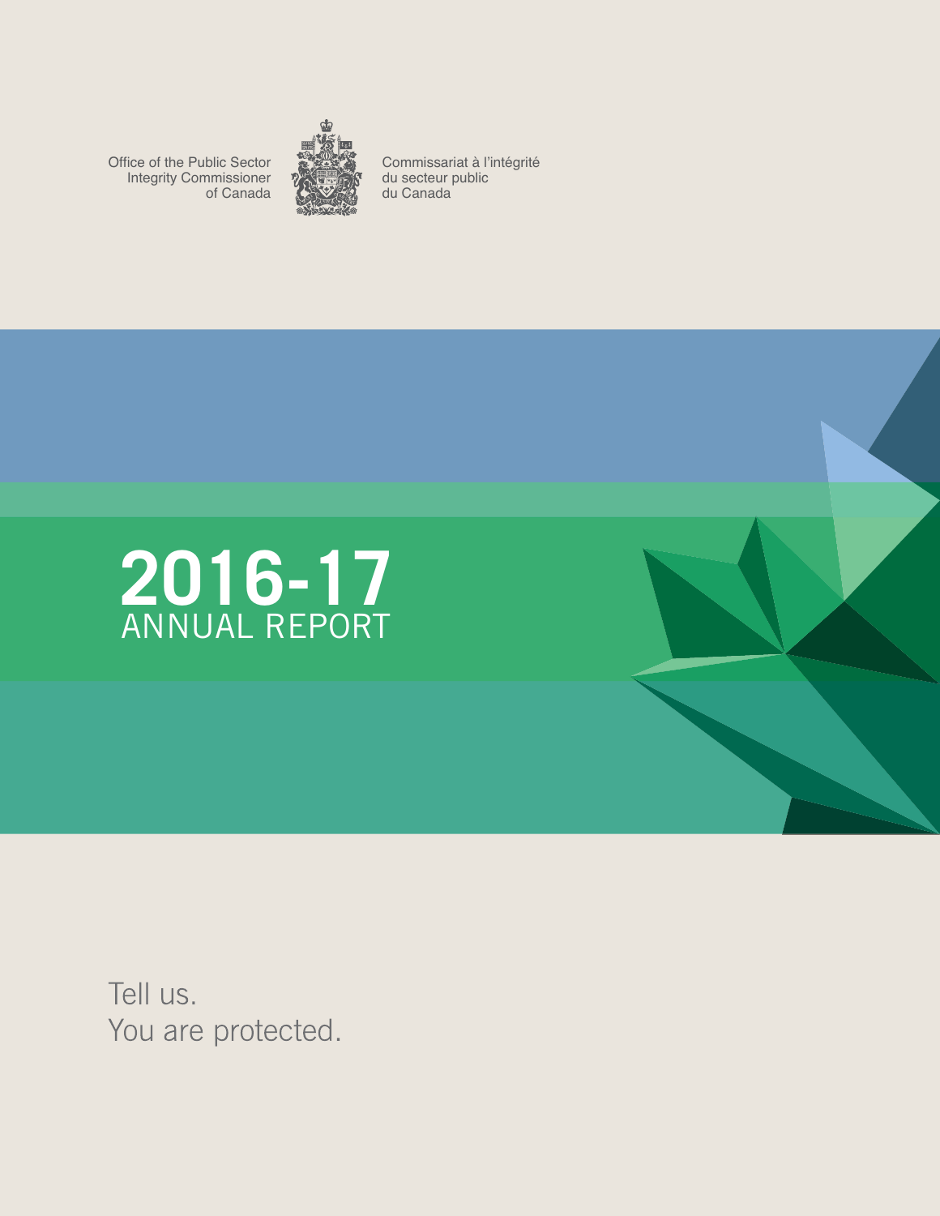Office of the Public Sector Integrity Commissioner of Canada

Commissariat à l'intégrité du secteur public du Canada

# 2016-17 ANNUAL REPORT

Tell us.
You are protected.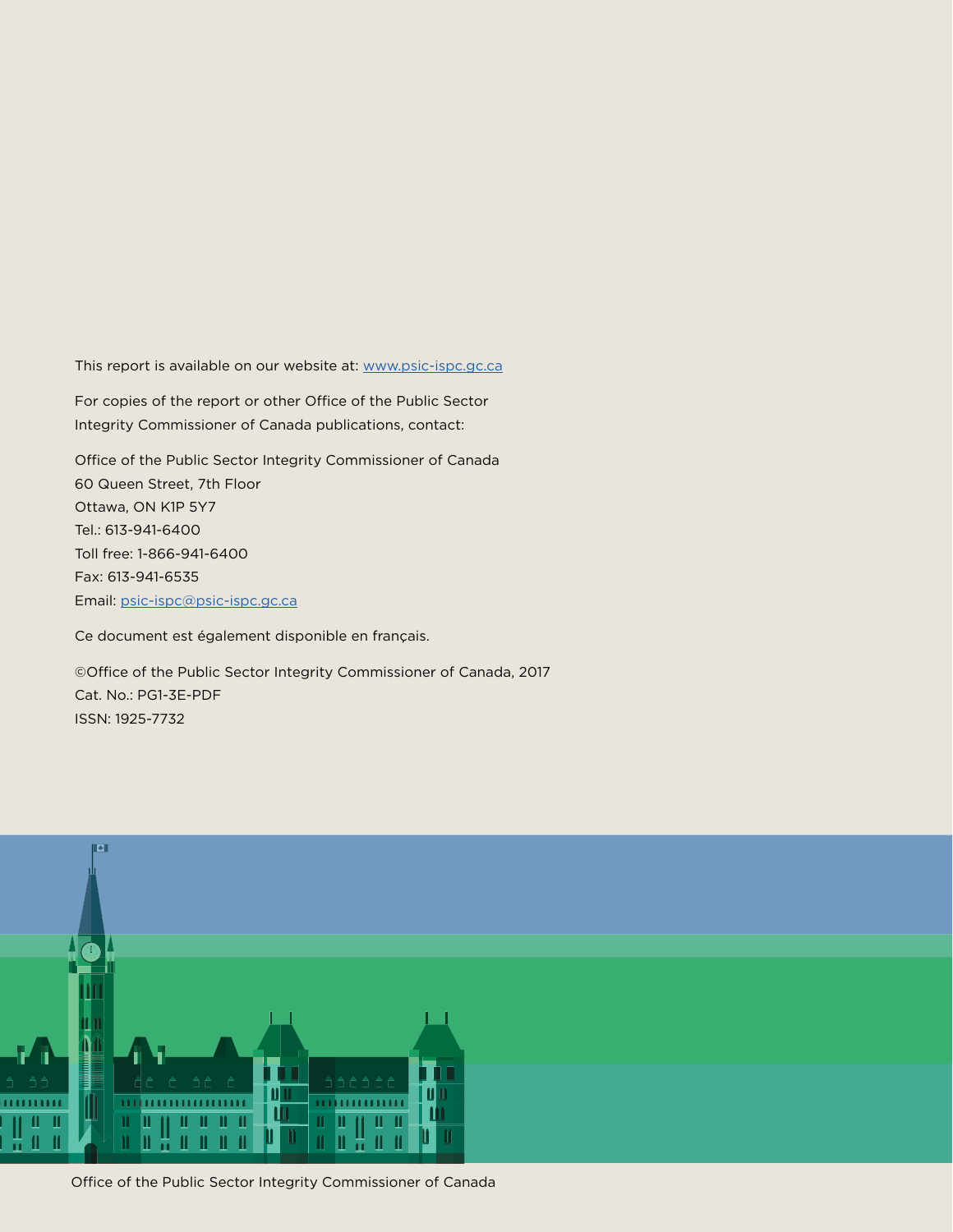This report is available on our website at: www.psic-ispc.gc.ca

For copies of the report or other Office of the Public Sector Integrity Commissioner of Canada publications, contact:

Office of the Public Sector Integrity Commissioner of Canada
60 Queen Street, 7th Floor
Ottawa, ON K1P 5Y7
Tel.: 613-941-6400
Toll free: 1-866-941-6400
Fax: 613-941-6535
Email: psic-ispc@psic-ispc.gc.ca

Ce document est également disponible en français.

©Office of the Public Sector Integrity Commissioner of Canada, 2017
Cat. No.: PG1-3E-PDF
ISSN: 1925-7732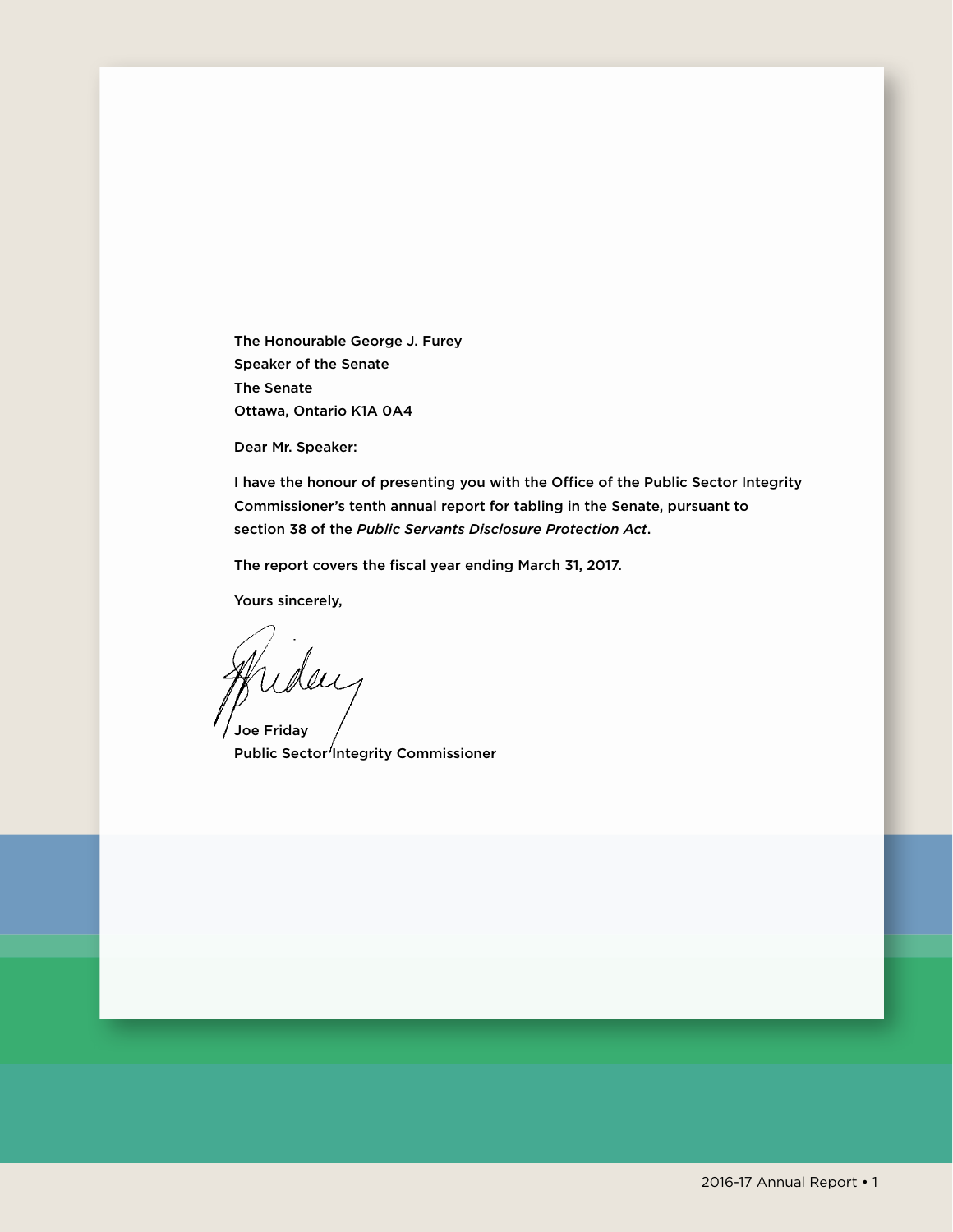The Honourable George J. Furey
Speaker of the Senate
The Senate
Ottawa, Ontario K1A 0A4

Dear Mr. Speaker:

I have the honour of presenting you with the Office of the Public Sector Integrity Commissioner's tenth annual report for tabling in the Senate, pursuant to section 38 of the *Public Servants Disclosure Protection Act*.

The report covers the fiscal year ending March 31, 2017.

Yours sincerely,

Joe Friday
Public Sector Integrity Commissioner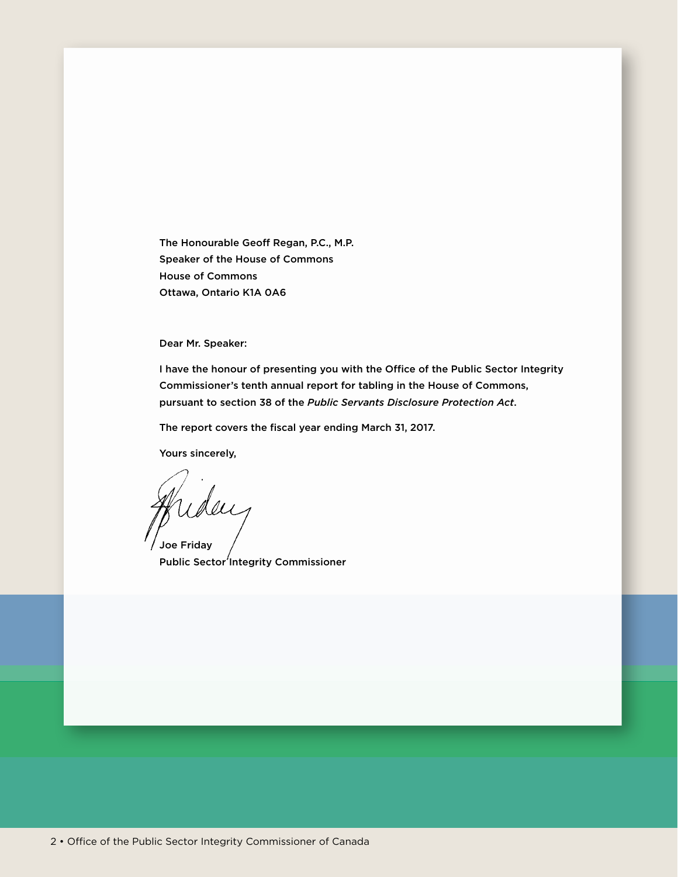The Honourable Geoff Regan, P.C., M.P.
Speaker of the House of Commons
House of Commons
Ottawa, Ontario K1A 0A6

Dear Mr. Speaker:

I have the honour of presenting you with the Office of the Public Sector Integrity Commissioner's tenth annual report for tabling in the House of Commons, pursuant to section 38 of the *Public Servants Disclosure Protection Act*.

The report covers the fiscal year ending March 31, 2017.

Yours sincerely,

Joe Friday
Public Sector Integrity Commissioner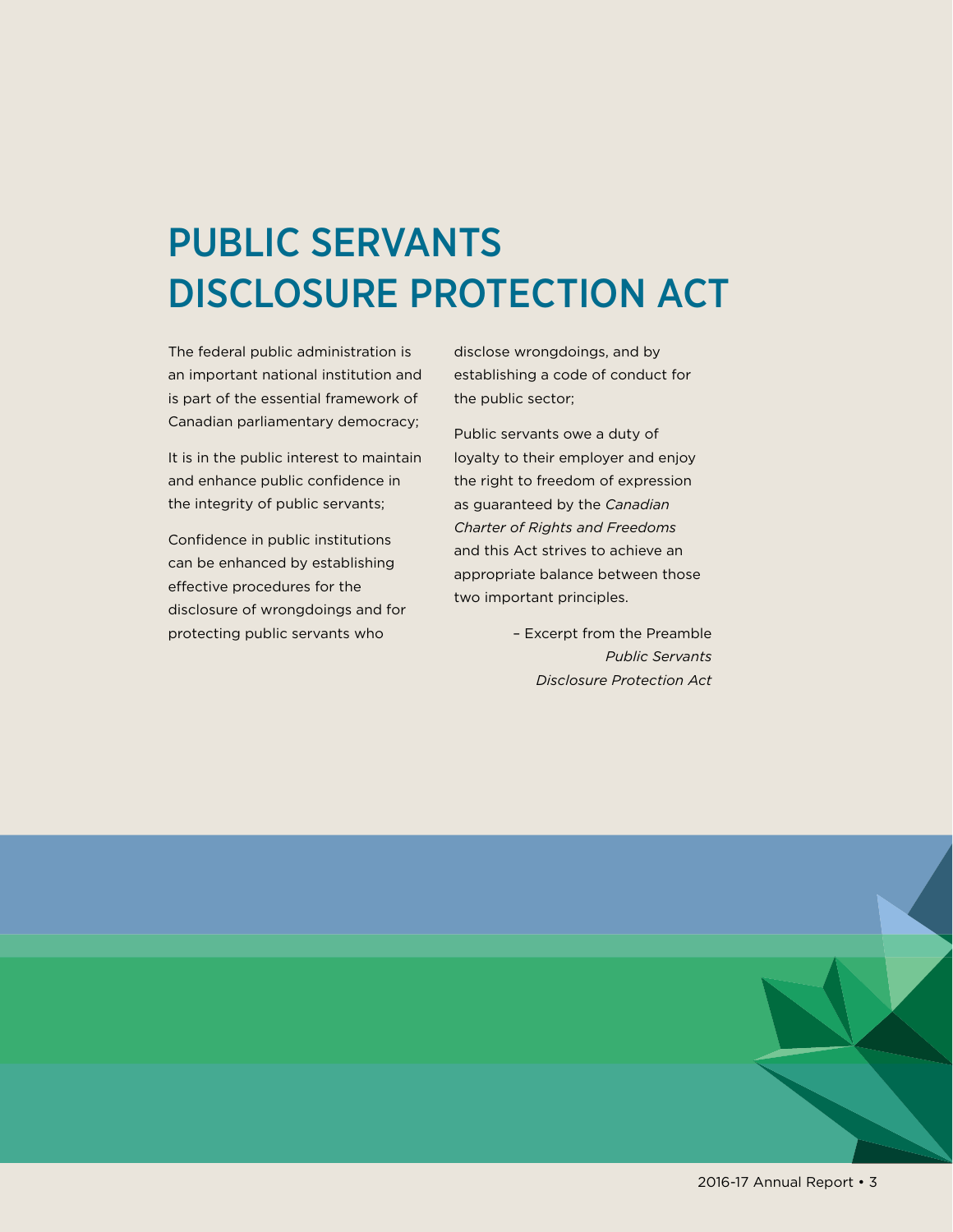# PUBLIC SERVANTS DISCLOSURE PROTECTION ACT

The federal public administration is an important national institution and is part of the essential framework of Canadian parliamentary democracy;

It is in the public interest to maintain and enhance public confidence in the integrity of public servants;

Confidence in public institutions can be enhanced by establishing effective procedures for the disclosure of wrongdoings and for protecting public servants who disclose wrongdoings, and by establishing a code of conduct for the public sector;

Public servants owe a duty of loyalty to their employer and enjoy the right to freedom of expression as guaranteed by the *Canadian Charter of Rights and Freedoms* and this Act strives to achieve an appropriate balance between those two important principles.

– Excerpt from the Preamble
*Public Servants Disclosure Protection Act*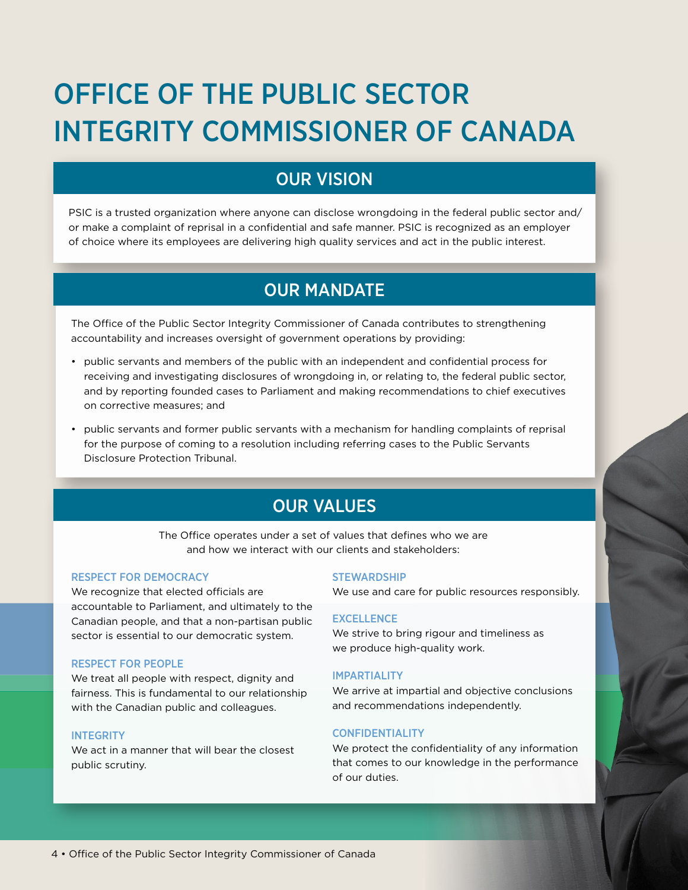# OFFICE OF THE PUBLIC SECTOR INTEGRITY COMMISSIONER OF CANADA

## OUR VISION

PSIC is a trusted organization where anyone can disclose wrongdoing in the federal public sector and/or make a complaint of reprisal in a confidential and safe manner. PSIC is recognized as an employer of choice where its employees are delivering high quality services and act in the public interest.

## OUR MANDATE

The Office of the Public Sector Integrity Commissioner of Canada contributes to strengthening accountability and increases oversight of government operations by providing:

- public servants and members of the public with an independent and confidential process for receiving and investigating disclosures of wrongdoing in, or relating to, the federal public sector, and by reporting founded cases to Parliament and making recommendations to chief executives on corrective measures; and
- public servants and former public servants with a mechanism for handling complaints of reprisal for the purpose of coming to a resolution including referring cases to the Public Servants Disclosure Protection Tribunal.

## OUR VALUES

The Office operates under a set of values that defines who we are and how we interact with our clients and stakeholders:

### RESPECT FOR DEMOCRACY

We recognize that elected officials are accountable to Parliament, and ultimately to the Canadian people, and that a non-partisan public sector is essential to our democratic system.

### RESPECT FOR PEOPLE

We treat all people with respect, dignity and fairness. This is fundamental to our relationship with the Canadian public and colleagues.

### INTEGRITY

We act in a manner that will bear the closest public scrutiny.

### STEWARDSHIP

We use and care for public resources responsibly.

### EXCELLENCE

We strive to bring rigour and timeliness as we produce high-quality work.

### IMPARTIALITY

We arrive at impartial and objective conclusions and recommendations independently.

### CONFIDENTIALITY

We protect the confidentiality of any information that comes to our knowledge in the performance of our duties.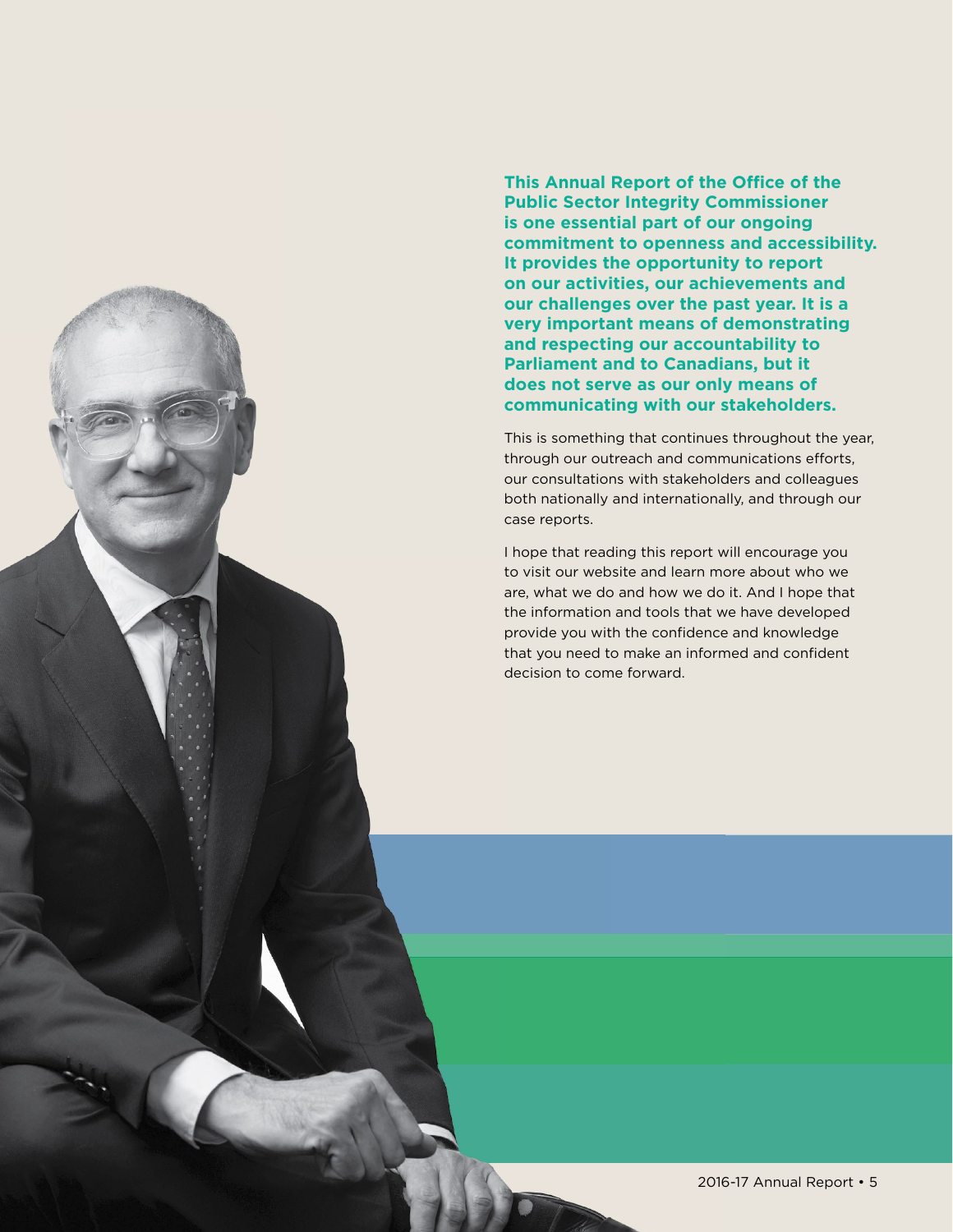**This Annual Report of the Office of the Public Sector Integrity Commissioner is one essential part of our ongoing commitment to openness and accessibility. It provides the opportunity to report on our activities, our achievements and our challenges over the past year. It is a very important means of demonstrating and respecting our accountability to Parliament and to Canadians, but it does not serve as our only means of communicating with our stakeholders.**

This is something that continues throughout the year, through our outreach and communications efforts, our consultations with stakeholders and colleagues both nationally and internationally, and through our case reports.

I hope that reading this report will encourage you to visit our website and learn more about who we are, what we do and how we do it. And I hope that the information and tools that we have developed provide you with the confidence and knowledge that you need to make an informed and confident decision to come forward.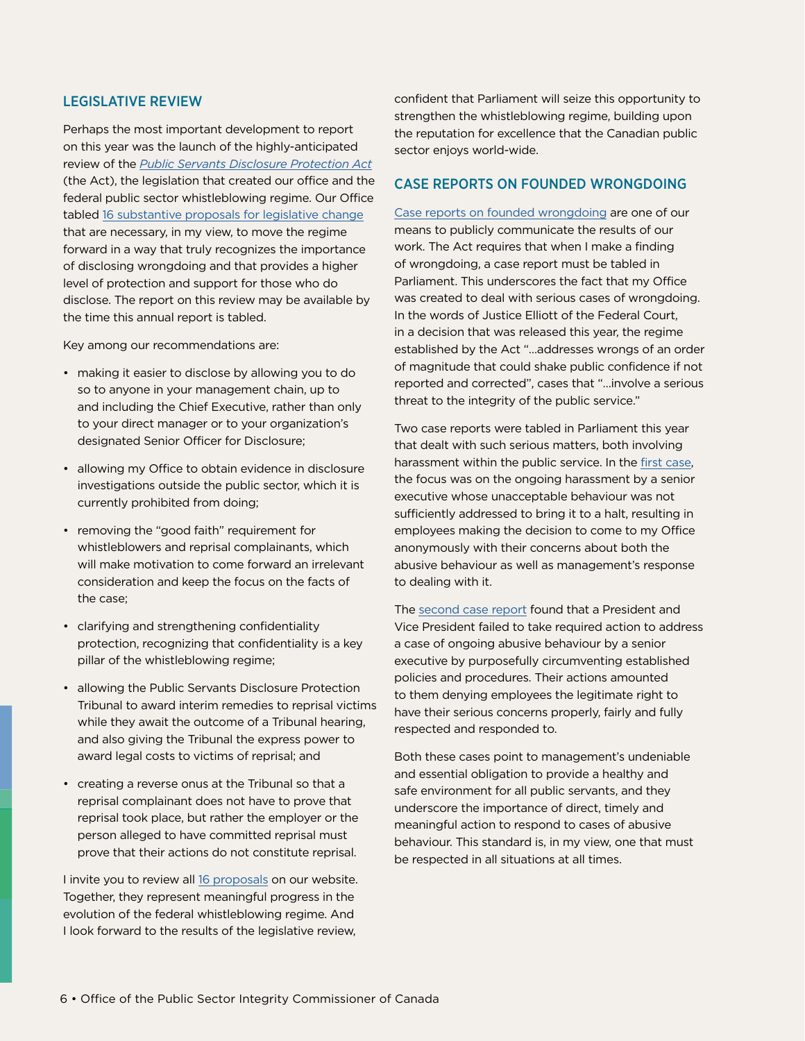## LEGISLATIVE REVIEW

Perhaps the most important development to report on this year was the launch of the highly-anticipated review of the *Public Servants Disclosure Protection Act* (the Act), the legislation that created our office and the federal public sector whistleblowing regime. Our Office tabled 16 substantive proposals for legislative change that are necessary, in my view, to move the regime forward in a way that truly recognizes the importance of disclosing wrongdoing and that provides a higher level of protection and support for those who do disclose. The report on this review may be available by the time this annual report is tabled.

Key among our recommendations are:

- making it easier to disclose by allowing you to do so to anyone in your management chain, up to and including the Chief Executive, rather than only to your direct manager or to your organization's designated Senior Officer for Disclosure;
- allowing my Office to obtain evidence in disclosure investigations outside the public sector, which it is currently prohibited from doing;
- removing the "good faith" requirement for whistleblowers and reprisal complainants, which will make motivation to come forward an irrelevant consideration and keep the focus on the facts of the case;
- clarifying and strengthening confidentiality protection, recognizing that confidentiality is a key pillar of the whistleblowing regime;
- allowing the Public Servants Disclosure Protection Tribunal to award interim remedies to reprisal victims while they await the outcome of a Tribunal hearing, and also giving the Tribunal the express power to award legal costs to victims of reprisal; and
- creating a reverse onus at the Tribunal so that a reprisal complainant does not have to prove that reprisal took place, but rather the employer or the person alleged to have committed reprisal must prove that their actions do not constitute reprisal.

I invite you to review all 16 proposals on our website. Together, they represent meaningful progress in the evolution of the federal whistleblowing regime. And I look forward to the results of the legislative review, confident that Parliament will seize this opportunity to strengthen the whistleblowing regime, building upon the reputation for excellence that the Canadian public sector enjoys world-wide.

## CASE REPORTS ON FOUNDED WRONGDOING

Case reports on founded wrongdoing are one of our means to publicly communicate the results of our work. The Act requires that when I make a finding of wrongdoing, a case report must be tabled in Parliament. This underscores the fact that my Office was created to deal with serious cases of wrongdoing. In the words of Justice Elliott of the Federal Court, in a decision that was released this year, the regime established by the Act "…addresses wrongs of an order of magnitude that could shake public confidence if not reported and corrected", cases that "…involve a serious threat to the integrity of the public service."

Two case reports were tabled in Parliament this year that dealt with such serious matters, both involving harassment within the public service. In the first case, the focus was on the ongoing harassment by a senior executive whose unacceptable behaviour was not sufficiently addressed to bring it to a halt, resulting in employees making the decision to come to my Office anonymously with their concerns about both the abusive behaviour as well as management's response to dealing with it.

The second case report found that a President and Vice President failed to take required action to address a case of ongoing abusive behaviour by a senior executive by purposefully circumventing established policies and procedures. Their actions amounted to them denying employees the legitimate right to have their serious concerns properly, fairly and fully respected and responded to.

Both these cases point to management's undeniable and essential obligation to provide a healthy and safe environment for all public servants, and they underscore the importance of direct, timely and meaningful action to respond to cases of abusive behaviour. This standard is, in my view, one that must be respected in all situations at all times.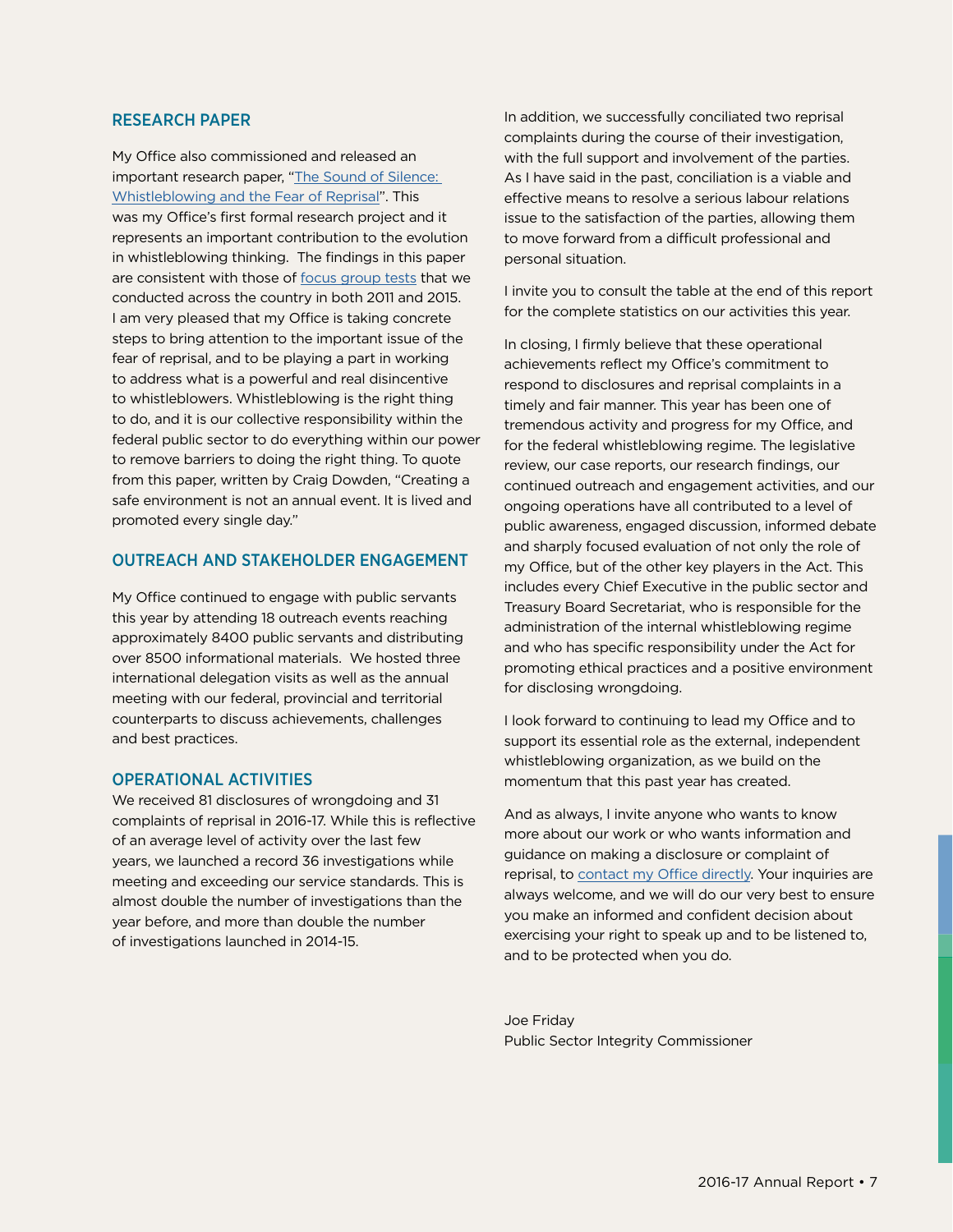## RESEARCH PAPER

My Office also commissioned and released an important research paper, "The Sound of Silence: Whistleblowing and the Fear of Reprisal". This was my Office's first formal research project and it represents an important contribution to the evolution in whistleblowing thinking. The findings in this paper are consistent with those of focus group tests that we conducted across the country in both 2011 and 2015. I am very pleased that my Office is taking concrete steps to bring attention to the important issue of the fear of reprisal, and to be playing a part in working to address what is a powerful and real disincentive to whistleblowers. Whistleblowing is the right thing to do, and it is our collective responsibility within the federal public sector to do everything within our power to remove barriers to doing the right thing. To quote from this paper, written by Craig Dowden, "Creating a safe environment is not an annual event. It is lived and promoted every single day."

## OUTREACH AND STAKEHOLDER ENGAGEMENT

My Office continued to engage with public servants this year by attending 18 outreach events reaching approximately 8400 public servants and distributing over 8500 informational materials. We hosted three international delegation visits as well as the annual meeting with our federal, provincial and territorial counterparts to discuss achievements, challenges and best practices.

## OPERATIONAL ACTIVITIES

We received 81 disclosures of wrongdoing and 31 complaints of reprisal in 2016-17. While this is reflective of an average level of activity over the last few years, we launched a record 36 investigations while meeting and exceeding our service standards. This is almost double the number of investigations than the year before, and more than double the number of investigations launched in 2014-15.

In addition, we successfully conciliated two reprisal complaints during the course of their investigation, with the full support and involvement of the parties. As I have said in the past, conciliation is a viable and effective means to resolve a serious labour relations issue to the satisfaction of the parties, allowing them to move forward from a difficult professional and personal situation.

I invite you to consult the table at the end of this report for the complete statistics on our activities this year.

In closing, I firmly believe that these operational achievements reflect my Office's commitment to respond to disclosures and reprisal complaints in a timely and fair manner. This year has been one of tremendous activity and progress for my Office, and for the federal whistleblowing regime. The legislative review, our case reports, our research findings, our continued outreach and engagement activities, and our ongoing operations have all contributed to a level of public awareness, engaged discussion, informed debate and sharply focused evaluation of not only the role of my Office, but of the other key players in the Act. This includes every Chief Executive in the public sector and Treasury Board Secretariat, who is responsible for the administration of the internal whistleblowing regime and who has specific responsibility under the Act for promoting ethical practices and a positive environment for disclosing wrongdoing.

I look forward to continuing to lead my Office and to support its essential role as the external, independent whistleblowing organization, as we build on the momentum that this past year has created.

And as always, I invite anyone who wants to know more about our work or who wants information and guidance on making a disclosure or complaint of reprisal, to contact my Office directly. Your inquiries are always welcome, and we will do our very best to ensure you make an informed and confident decision about exercising your right to speak up and to be listened to, and to be protected when you do.

Joe Friday
Public Sector Integrity Commissioner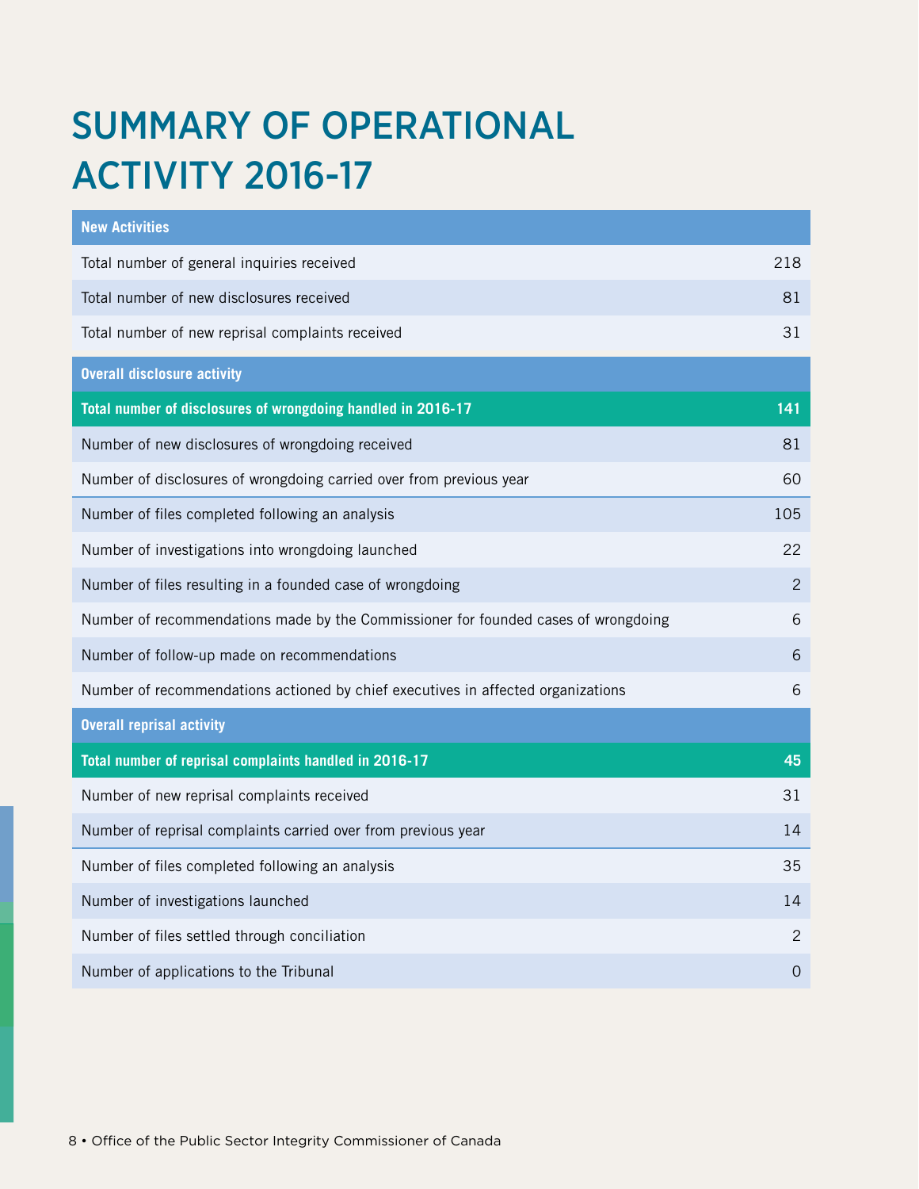# SUMMARY OF OPERATIONAL ACTIVITY 2016-17

| | |
|---|---|
| **New Activities** | |
| Total number of general inquiries received | 218 |
| Total number of new disclosures received | 81 |
| Total number of new reprisal complaints received | 31 |
| **Overall disclosure activity** | |
| **Total number of disclosures of wrongdoing handled in 2016-17** | **141** |
| Number of new disclosures of wrongdoing received | 81 |
| Number of disclosures of wrongdoing carried over from previous year | 60 |
| Number of files completed following an analysis | 105 |
| Number of investigations into wrongdoing launched | 22 |
| Number of files resulting in a founded case of wrongdoing | 2 |
| Number of recommendations made by the Commissioner for founded cases of wrongdoing | 6 |
| Number of follow-up made on recommendations | 6 |
| Number of recommendations actioned by chief executives in affected organizations | 6 |
| **Overall reprisal activity** | |
| **Total number of reprisal complaints handled in 2016-17** | **45** |
| Number of new reprisal complaints received | 31 |
| Number of reprisal complaints carried over from previous year | 14 |
| Number of files completed following an analysis | 35 |
| Number of investigations launched | 14 |
| Number of files settled through conciliation | 2 |
| Number of applications to the Tribunal | 0 |